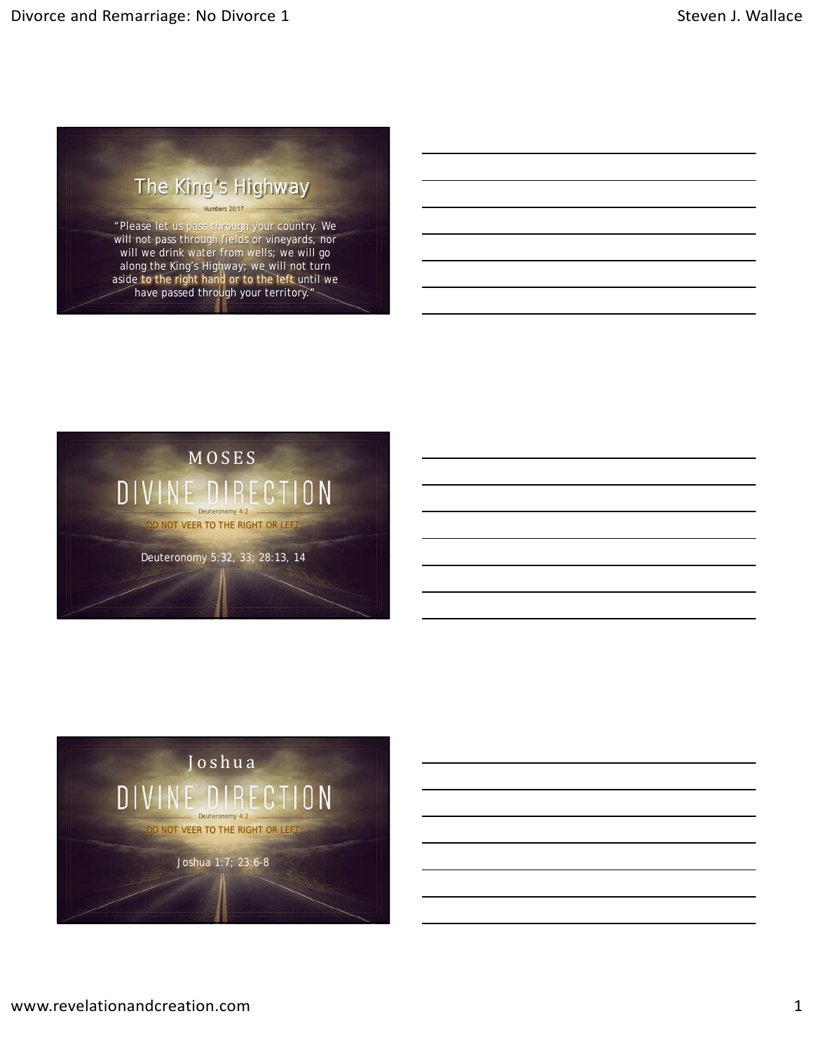## The King's Highway

Numbers 20:17

"Please let us pass through your country. We will not pass through fields or vineyards, nor will we drink water from wells; we will go along the King's Highway; we will not turn aside to the right hand or to the left until we have passed through your territory."

## MOSES

## DIVINE DIRECTION

Deuteronomy 4:2

DO NOT VEER TO THE RIGHT OR LEFT

Deuteronomy 5:32, 33; 28:13, 14

## Joshua

## DIVINE DIRECTION

Deuteronomy 4:2

DO NOT VEER TO THE RIGHT OR LEFT

Joshua 1:7; 23:6-8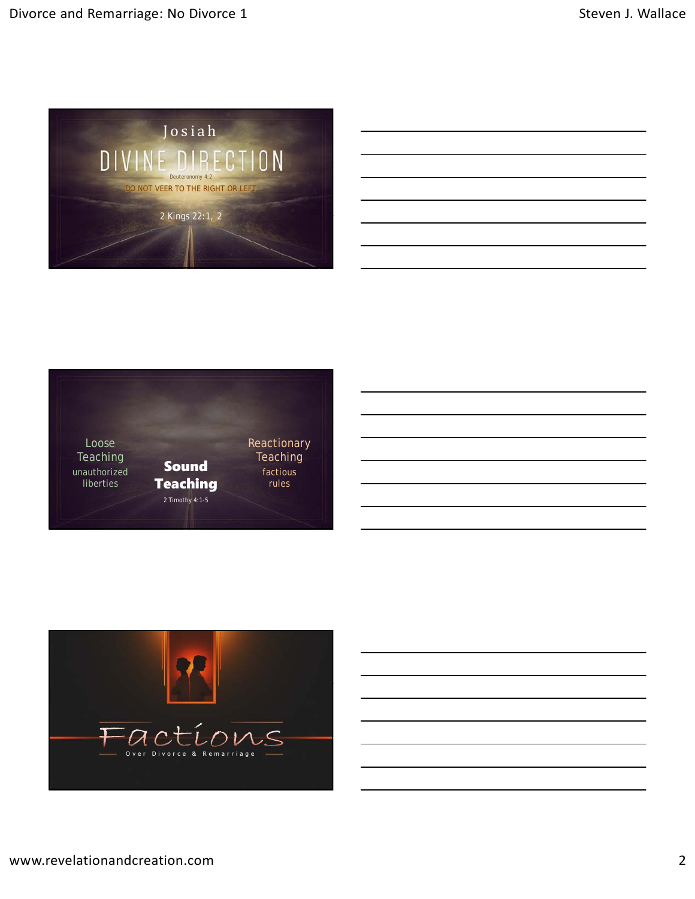Josiah

# DIVINE DIRECTION

Deuteronomy 4:2

DO NOT VEER TO THE RIGHT OR LEFT

2 Kings 22:1, 2

---

Loose Teaching
unauthorized liberties

**Sound Teaching**
2 Timothy 4:1-5

Reactionary Teaching
factious rules

---

# Factions

Over Divorce & Remarriage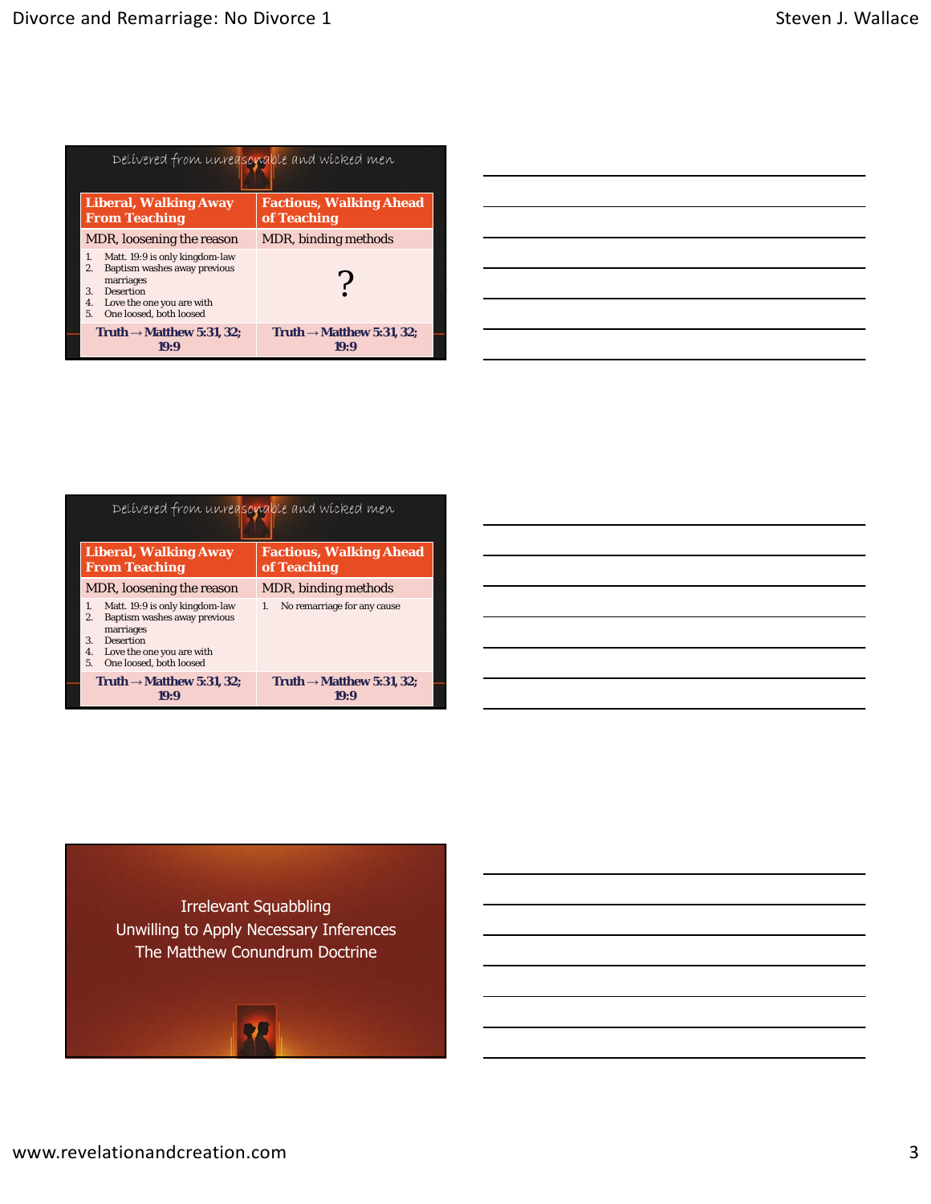## Delivered from unreasonable and wicked men

| Liberal, Walking Away From Teaching | Factious, Walking Ahead of Teaching |
|---|---|
| MDR, loosening the reason | MDR, binding methods |
| 1. Matt. 19:9 is only kingdom-law<br>2. Baptism washes away previous marriages<br>3. Desertion<br>4. Love the one you are with<br>5. One loosed, both loosed | ? |
| Truth → Matthew 5:31, 32; 19:9 | Truth → Matthew 5:31, 32; 19:9 |

## Delivered from unreasonable and wicked men

| Liberal, Walking Away From Teaching | Factious, Walking Ahead of Teaching |
|---|---|
| MDR, loosening the reason | MDR, binding methods |
| 1. Matt. 19:9 is only kingdom-law<br>2. Baptism washes away previous marriages<br>3. Desertion<br>4. Love the one you are with<br>5. One loosed, both loosed | 1. No remarriage for any cause |
| Truth → Matthew 5:31, 32; 19:9 | Truth → Matthew 5:31, 32; 19:9 |

Irrelevant Squabbling
Unwilling to Apply Necessary Inferences
The Matthew Conundrum Doctrine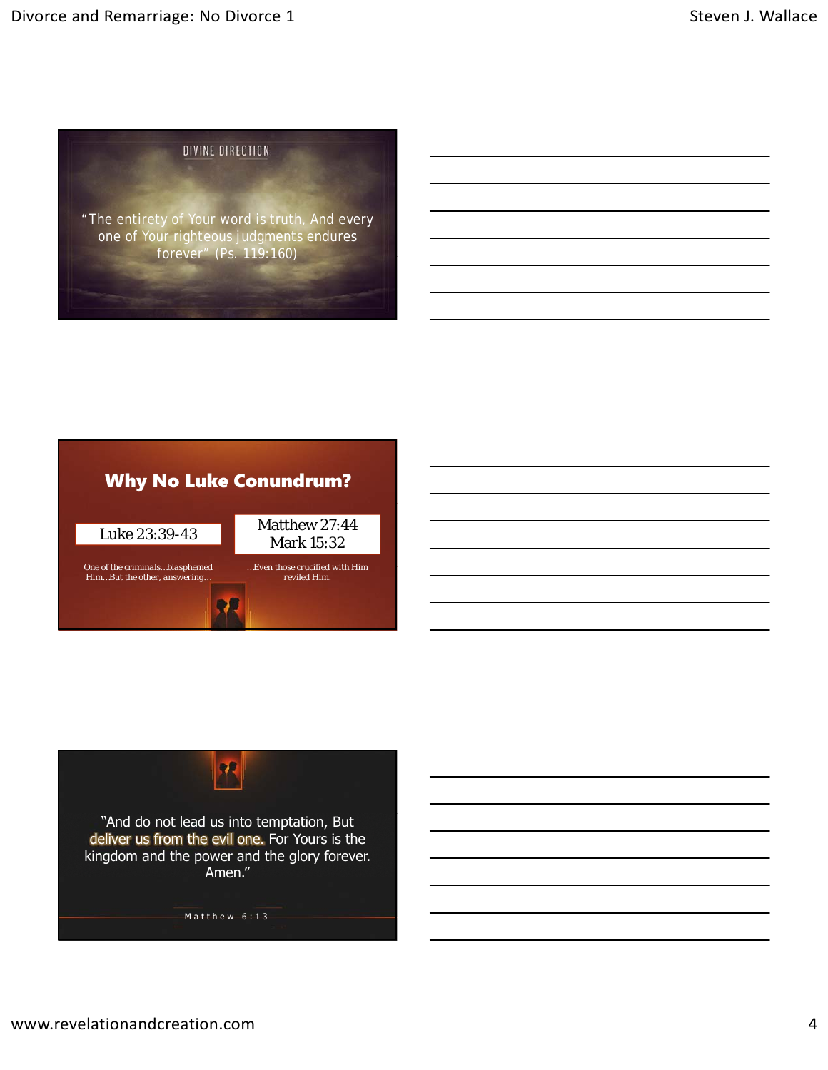DIVINE DIRECTION

"The entirety of Your word is truth, And every one of Your righteous judgments endures forever" (Ps. 119:160)

## Why No Luke Conundrum?

| Luke 23:39-43 | Matthew 27:44 Mark 15:32 |
| --- | --- |
| One of the criminals…blasphemed Him…But the other, answering… | …Even those crucified with Him reviled Him. |

"And do not lead us into temptation, But deliver us from the evil one. For Yours is the kingdom and the power and the glory forever. Amen."

Matthew 6:13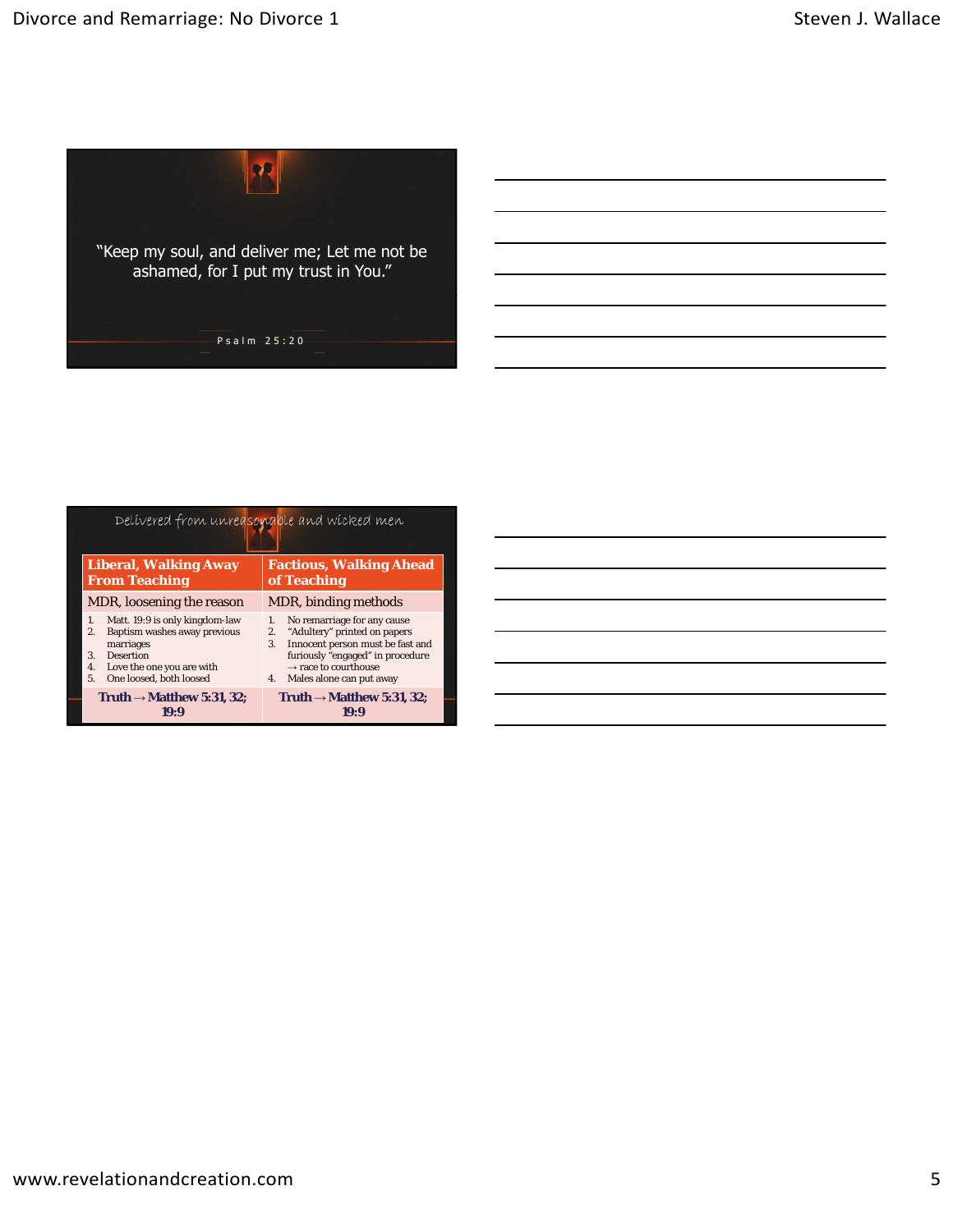"Keep my soul, and deliver me; Let me not be ashamed, for I put my trust in You."

Psalm 25:20

Delivered from unreasonable and wicked men

| Liberal, Walking Away From Teaching | Factious, Walking Ahead of Teaching |
|---|---|
| MDR, loosening the reason | MDR, binding methods |
| 1. Matt. 19:9 is only kingdom-law<br>2. Baptism washes away previous marriages<br>3. Desertion<br>4. Love the one you are with<br>5. One loosed, both loosed | 1. No remarriage for any cause<br>2. "Adultery" printed on papers<br>3. Innocent person must be fast and furiously "engaged" in procedure → race to courthouse<br>4. Males alone can put away |
| **Truth → Matthew 5:31, 32; 19:9** | **Truth → Matthew 5:31, 32; 19:9** |